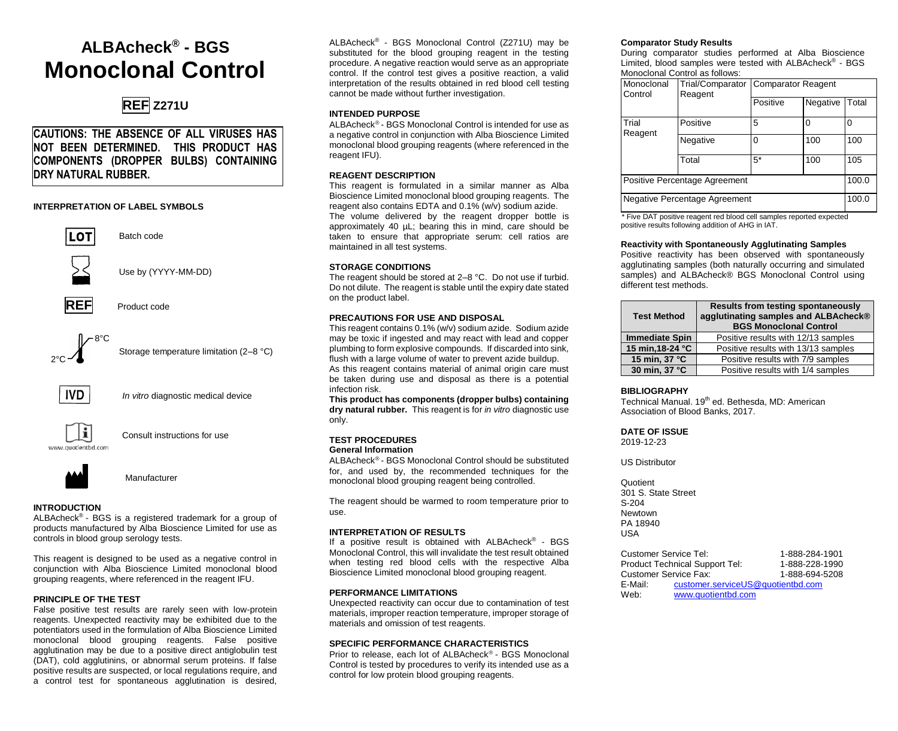# ALBAcheck® - BGS Monoclonal Control

**REF Z271U**

**CAUTIONS: THE ABSENCE OF ALL VIRUSES HAS NOT BEEN DETERMINED. THIS PRODUCT HAS COMPONENTS (DROPPER BULBS) CONTAINING DRY NATURAL RUBBER.**

#### INTERPRETATION OF LABEL SYMBOLS

LOT — Batch code

Use by (YYYY-MM-DD)

REF — Product code

2°C–8°C — Storage temperature limitation (2–8 °C)

IVD — *In vitro* diagnostic medical device

www.quotientbd.com — Consult instructions for use

Manufacturer

#### INTRODUCTION

ALBAcheck® - BGS is a registered trademark for a group of products manufactured by Alba Bioscience Limited for use as controls in blood group serology tests.

This reagent is designed to be used as a negative control in conjunction with Alba Bioscience Limited monoclonal blood grouping reagents, where referenced in the reagent IFU.

#### PRINCIPLE OF THE TEST

False positive test results are rarely seen with low-protein reagents. Unexpected reactivity may be exhibited due to the potentiators used in the formulation of Alba Bioscience Limited monoclonal blood grouping reagents. False positive agglutination may be due to a positive direct antiglobulin test (DAT), cold agglutinins, or abnormal serum proteins. If false positive results are suspected, or local regulations require, and a control test for spontaneous agglutination is desired, ALBAcheck® - BGS Monoclonal Control (Z271U) may be substituted for the blood grouping reagent in the testing procedure. A negative reaction would serve as an appropriate control. If the control test gives a positive reaction, a valid interpretation of the results obtained in red blood cell testing cannot be made without further investigation.

#### INTENDED PURPOSE

ALBAcheck® - BGS Monoclonal Control is intended for use as a negative control in conjunction with Alba Bioscience Limited monoclonal blood grouping reagents (where referenced in the reagent IFU).

#### REAGENT DESCRIPTION

This reagent is formulated in a similar manner as Alba Bioscience Limited monoclonal blood grouping reagents. The reagent also contains EDTA and 0.1% (w/v) sodium azide.
The volume delivered by the reagent dropper bottle is approximately 40 µL; bearing this in mind, care should be taken to ensure that appropriate serum: cell ratios are maintained in all test systems.

#### STORAGE CONDITIONS

The reagent should be stored at 2–8 °C. Do not use if turbid. Do not dilute. The reagent is stable until the expiry date stated on the product label.

#### PRECAUTIONS FOR USE AND DISPOSAL

This reagent contains 0.1% (w/v) sodium azide. Sodium azide may be toxic if ingested and may react with lead and copper plumbing to form explosive compounds. If discarded into sink, flush with a large volume of water to prevent azide buildup.
As this reagent contains material of animal origin care must be taken during use and disposal as there is a potential infection risk.
**This product has components (dropper bulbs) containing dry natural rubber.** This reagent is for *in vitro* diagnostic use only.

#### TEST PROCEDURES

**General Information**

ALBAcheck® - BGS Monoclonal Control should be substituted for, and used by, the recommended techniques for the monoclonal blood grouping reagent being controlled.

The reagent should be warmed to room temperature prior to use.

#### INTERPRETATION OF RESULTS

If a positive result is obtained with ALBAcheck® - BGS Monoclonal Control, this will invalidate the test result obtained when testing red blood cells with the respective Alba Bioscience Limited monoclonal blood grouping reagent.

#### PERFORMANCE LIMITATIONS

Unexpected reactivity can occur due to contamination of test materials, improper reaction temperature, improper storage of materials and omission of test reagents.

#### SPECIFIC PERFORMANCE CHARACTERISTICS

Prior to release, each lot of ALBAcheck® - BGS Monoclonal Control is tested by procedures to verify its intended use as a control for low protein blood grouping reagents.

**Comparator Study Results**

During comparator studies performed at Alba Bioscience Limited, blood samples were tested with ALBAcheck® - BGS Monoclonal Control as follows:

| Monoclonal Control | Trial/Comparator Reagent | Comparator Reagent | | |
|---|---|---|---|---|
| | | Positive | Negative | Total |
| Trial Reagent | Positive | 5 | 0 | 0 |
| | Negative | 0 | 100 | 100 |
| | Total | 5* | 100 | 105 |
| Positive Percentage Agreement | | | | 100.0 |
| Negative Percentage Agreement | | | | 100.0 |

\* Five DAT positive reagent red blood cell samples reported expected positive results following addition of AHG in IAT.

**Reactivity with Spontaneously Agglutinating Samples**

Positive reactivity has been observed with spontaneously agglutinating samples (both naturally occurring and simulated samples) and ALBAcheck® BGS Monoclonal Control using different test methods.

| Test Method | Results from testing spontaneously agglutinating samples and ALBAcheck® BGS Monoclonal Control |
|---|---|
| Immediate Spin | Positive results with 12/13 samples |
| 15 min,18-24 °C | Positive results with 13/13 samples |
| 15 min, 37 °C | Positive results with 7/9 samples |
| 30 min, 37 °C | Positive results with 1/4 samples |

#### BIBLIOGRAPHY

Technical Manual. 19th ed. Bethesda, MD: American Association of Blood Banks, 2017.

#### DATE OF ISSUE

2019-12-23

US Distributor

Quotient
301 S. State Street
S-204
Newtown
PA 18940
USA

Customer Service Tel: 1-888-284-1901
Product Technical Support Tel: 1-888-228-1990
Customer Service Fax: 1-888-694-5208
E-Mail: customer.serviceUS@quotientbd.com
Web: www.quotientbd.com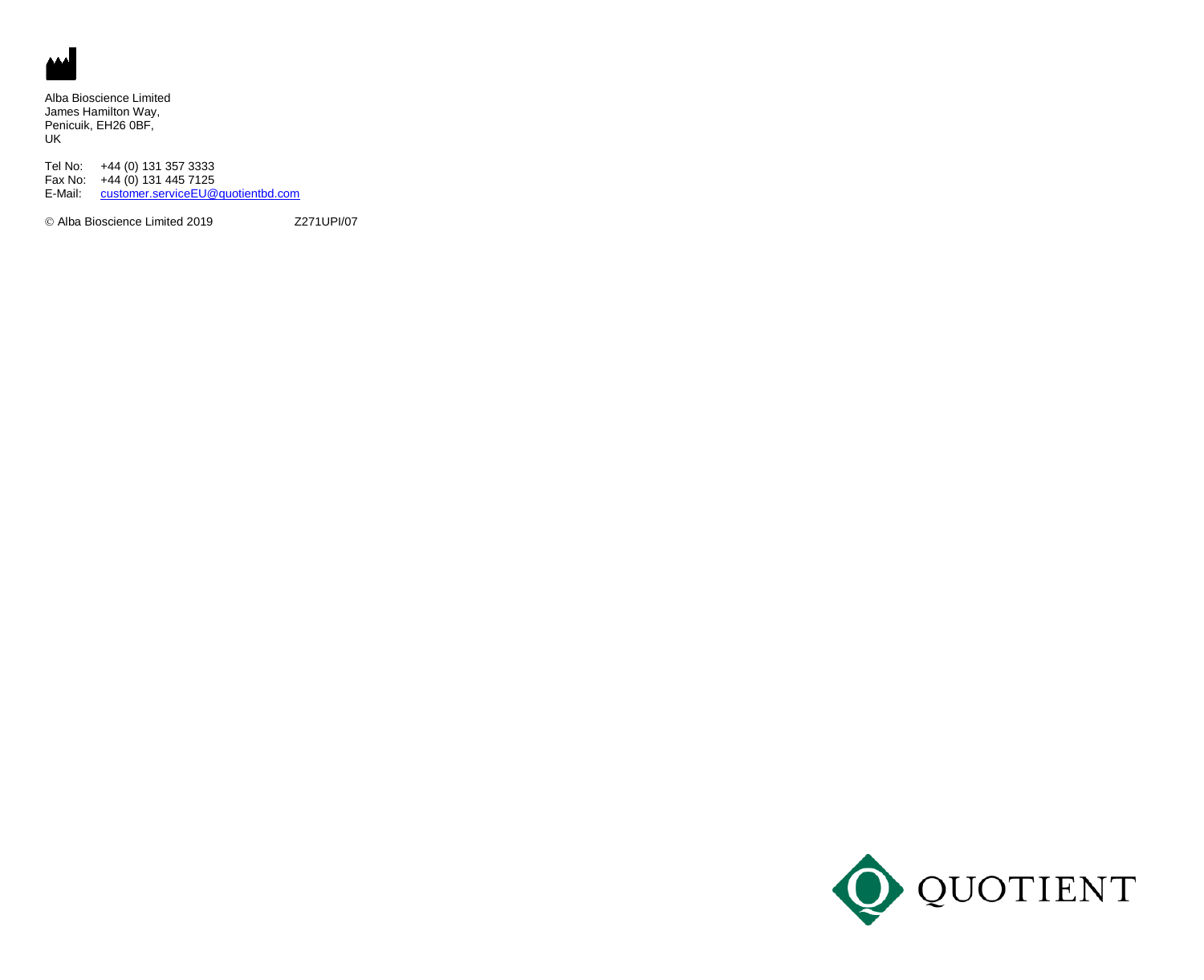Alba Bioscience Limited
James Hamilton Way,
Penicuik, EH26 0BF,
UK

Tel No: +44 (0) 131 357 3333
Fax No: +44 (0) 131 445 7125
E-Mail: customer.serviceEU@quotientbd.com

© Alba Bioscience Limited 2019 Z271UPI/07

QUOTIENT